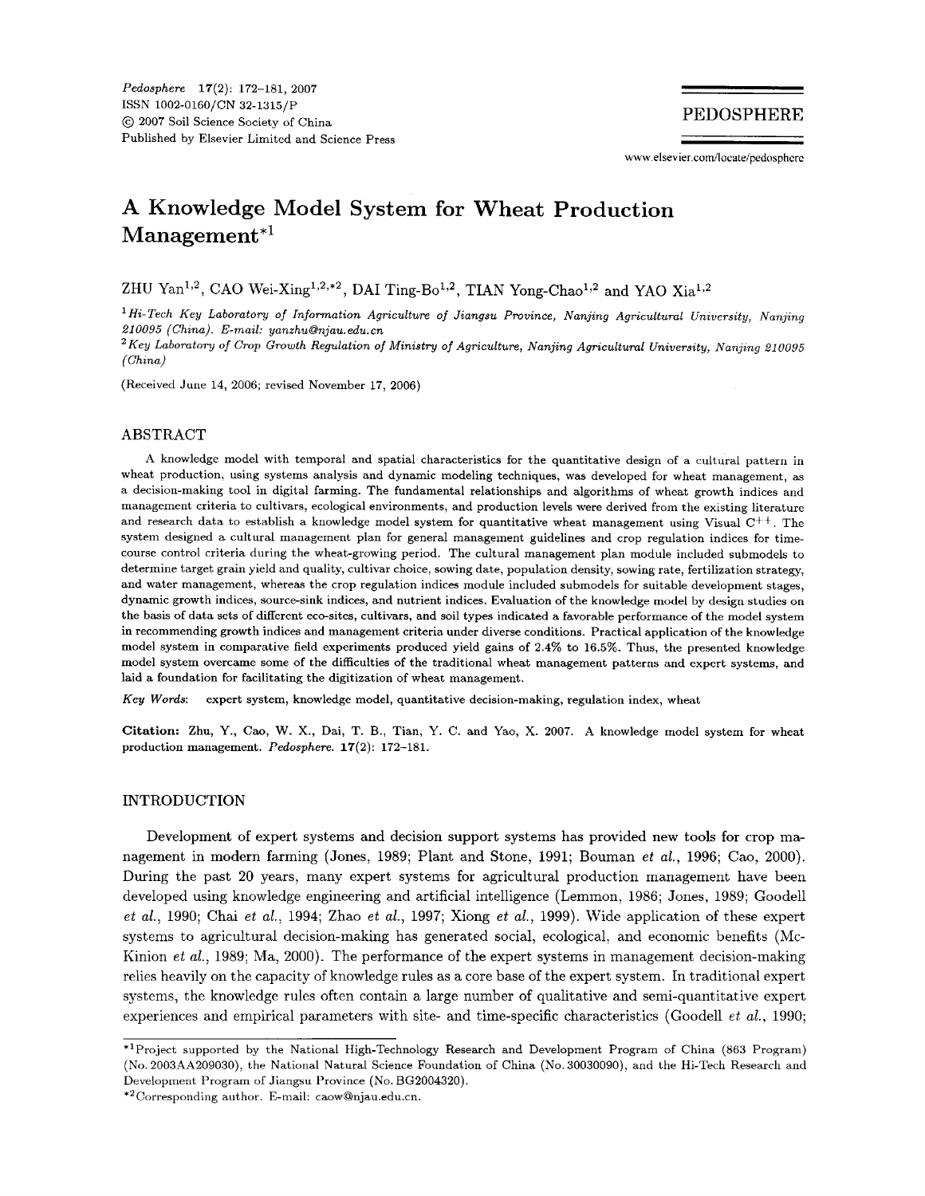# A Knowledge Model System for Wheat Production Management*[1]

ZHU Yan[1,2], CAO Wei-Xing[1,2,*2], DAI Ting-Bo[1,2], TIAN Yong-Chao[1,2] and YAO Xia[1,2]

[1] *Hi-Tech Key Laboratory of Information Agriculture of Jiangsu Province, Nanjing Agricultural University, Nanjing 210095 (China). E-mail: yanzhu@njau.edu.cn*

[2] *Key Laboratory of Crop Growth Regulation of Ministry of Agriculture, Nanjing Agricultural University, Nanjing 210095 (China)*

(Received June 14, 2006; revised November 17, 2006)

## ABSTRACT

A knowledge model with temporal and spatial characteristics for the quantitative design of a cultural pattern in wheat production, using systems analysis and dynamic modeling techniques, was developed for wheat management, as a decision-making tool in digital farming. The fundamental relationships and algorithms of wheat growth indices and management criteria to cultivars, ecological environments, and production levels were derived from the existing literature and research data to establish a knowledge model system for quantitative wheat management using Visual C++. The system designed a cultural management plan for general management guidelines and crop regulation indices for time-course control criteria during the wheat-growing period. The cultural management plan module included submodels to determine target grain yield and quality, cultivar choice, sowing date, population density, sowing rate, fertilization strategy, and water management, whereas the crop regulation indices module included submodels for suitable development stages, dynamic growth indices, source-sink indices, and nutrient indices. Evaluation of the knowledge model by design studies on the basis of data sets of different eco-sites, cultivars, and soil types indicated a favorable performance of the model system in recommending growth indices and management criteria under diverse conditions. Practical application of the knowledge model system in comparative field experiments produced yield gains of 2.4% to 16.5%. Thus, the presented knowledge model system overcame some of the difficulties of the traditional wheat management patterns and expert systems, and laid a foundation for facilitating the digitization of wheat management.

*Key Words*: expert system, knowledge model, quantitative decision-making, regulation index, wheat

**Citation:** Zhu, Y., Cao, W. X., Dai, T. B., Tian, Y. C. and Yao, X. 2007. A knowledge model system for wheat production management. *Pedosphere*. **17**(2): 172–181.

## INTRODUCTION

Development of expert systems and decision support systems has provided new tools for crop management in modern farming (Jones, 1989; Plant and Stone, 1991; Bouman *et al.*, 1996; Cao, 2000). During the past 20 years, many expert systems for agricultural production management have been developed using knowledge engineering and artificial intelligence (Lemmon, 1986; Jones, 1989; Goodell *et al.*, 1990; Chai *et al.*, 1994; Zhao *et al.*, 1997; Xiong *et al.*, 1999). Wide application of these expert systems to agricultural decision-making has generated social, ecological, and economic benefits (McKinion *et al.*, 1989; Ma, 2000). The performance of the expert systems in management decision-making relies heavily on the capacity of knowledge rules as a core base of the expert system. In traditional expert systems, the knowledge rules often contain a large number of qualitative and semi-quantitative expert experiences and empirical parameters with site- and time-specific characteristics (Goodell *et al.*, 1990;

---

*[1] Project supported by the National High-Technology Research and Development Program of China (863 Program) (No. 2003AA209030), the National Natural Science Foundation of China (No. 30030090), and the Hi-Tech Research and Development Program of Jiangsu Province (No. BG2004320).

*[2] Corresponding author. E-mail: caow@njau.edu.cn.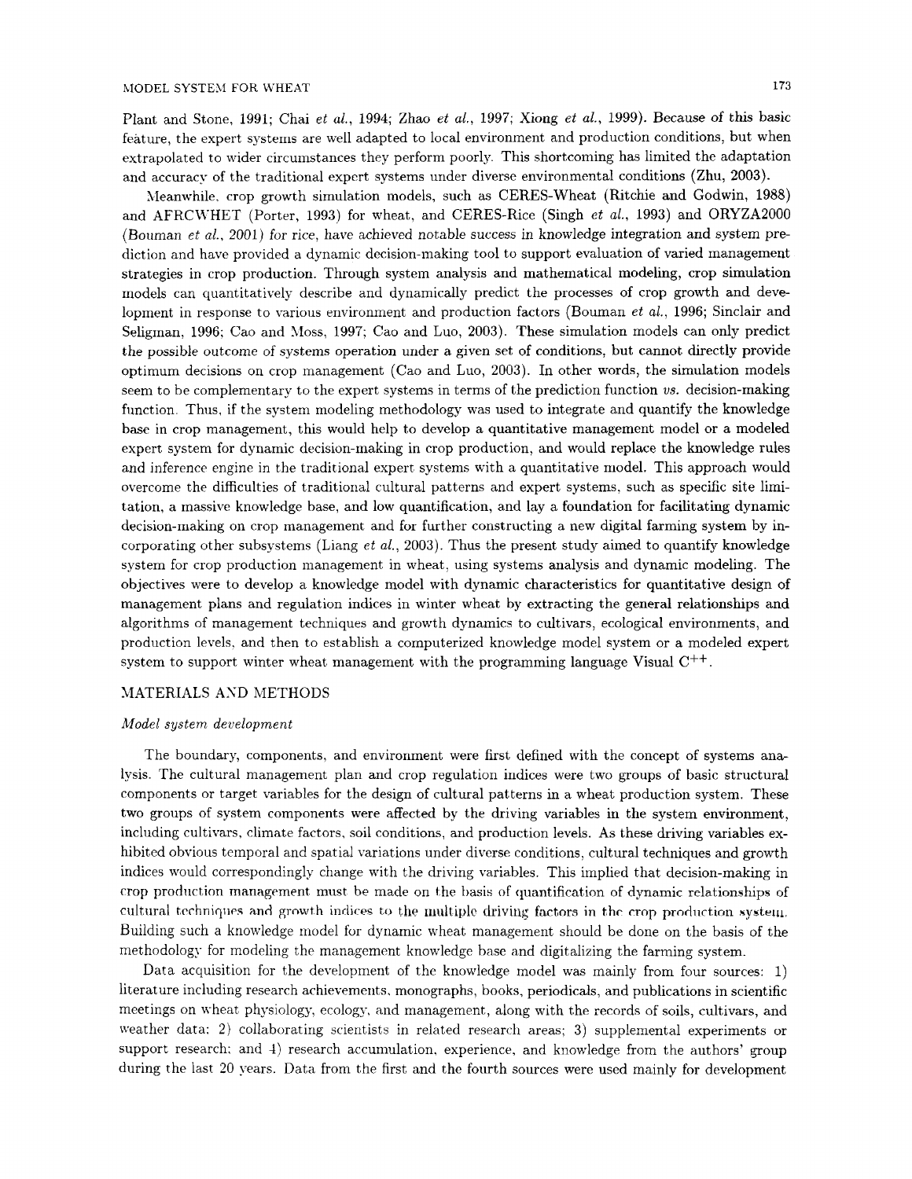Plant and Stone, 1991; Chai *et al.*, 1994; Zhao *et al.*, 1997; Xiong *et al.*, 1999). Because of this basic feature, the expert systems are well adapted to local environment and production conditions, but when extrapolated to wider circumstances they perform poorly. This shortcoming has limited the adaptation and accuracy of the traditional expert systems under diverse environmental conditions (Zhu, 2003).

Meanwhile, crop growth simulation models, such as CERES-Wheat (Ritchie and Godwin, 1988) and AFRCWHET (Porter, 1993) for wheat, and CERES-Rice (Singh *et al.*, 1993) and ORYZA2000 (Bouman *et al.*, 2001) for rice, have achieved notable success in knowledge integration and system prediction and have provided a dynamic decision-making tool to support evaluation of varied management strategies in crop production. Through system analysis and mathematical modeling, crop simulation models can quantitatively describe and dynamically predict the processes of crop growth and development in response to various environment and production factors (Bouman *et al.*, 1996; Sinclair and Seligman, 1996; Cao and Moss, 1997; Cao and Luo, 2003). These simulation models can only predict the possible outcome of systems operation under a given set of conditions, but cannot directly provide optimum decisions on crop management (Cao and Luo, 2003). In other words, the simulation models seem to be complementary to the expert systems in terms of the prediction function *vs.* decision-making function. Thus, if the system modeling methodology was used to integrate and quantify the knowledge base in crop management, this would help to develop a quantitative management model or a modeled expert system for dynamic decision-making in crop production, and would replace the knowledge rules and inference engine in the traditional expert systems with a quantitative model. This approach would overcome the difficulties of traditional cultural patterns and expert systems, such as specific site limitation, a massive knowledge base, and low quantification, and lay a foundation for facilitating dynamic decision-making on crop management and for further constructing a new digital farming system by incorporating other subsystems (Liang *et al.*, 2003). Thus the present study aimed to quantify knowledge system for crop production management in wheat, using systems analysis and dynamic modeling. The objectives were to develop a knowledge model with dynamic characteristics for quantitative design of management plans and regulation indices in winter wheat by extracting the general relationships and algorithms of management techniques and growth dynamics to cultivars, ecological environments, and production levels, and then to establish a computerized knowledge model system or a modeled expert system to support winter wheat management with the programming language Visual $C^{++}$.

## MATERIALS AND METHODS

### *Model system development*

The boundary, components, and environment were first defined with the concept of systems analysis. The cultural management plan and crop regulation indices were two groups of basic structural components or target variables for the design of cultural patterns in a wheat production system. These two groups of system components were affected by the driving variables in the system environment, including cultivars, climate factors, soil conditions, and production levels. As these driving variables exhibited obvious temporal and spatial variations under diverse conditions, cultural techniques and growth indices would correspondingly change with the driving variables. This implied that decision-making in crop production management must be made on the basis of quantification of dynamic relationships of cultural techniques and growth indices to the multiple driving factors in the crop production system. Building such a knowledge model for dynamic wheat management should be done on the basis of the methodology for modeling the management knowledge base and digitalizing the farming system.

Data acquisition for the development of the knowledge model was mainly from four sources: 1) literature including research achievements, monographs, books, periodicals, and publications in scientific meetings on wheat physiology, ecology, and management, along with the records of soils, cultivars, and weather data; 2) collaborating scientists in related research areas; 3) supplemental experiments or support research; and 4) research accumulation, experience, and knowledge from the authors' group during the last 20 years. Data from the first and the fourth sources were used mainly for development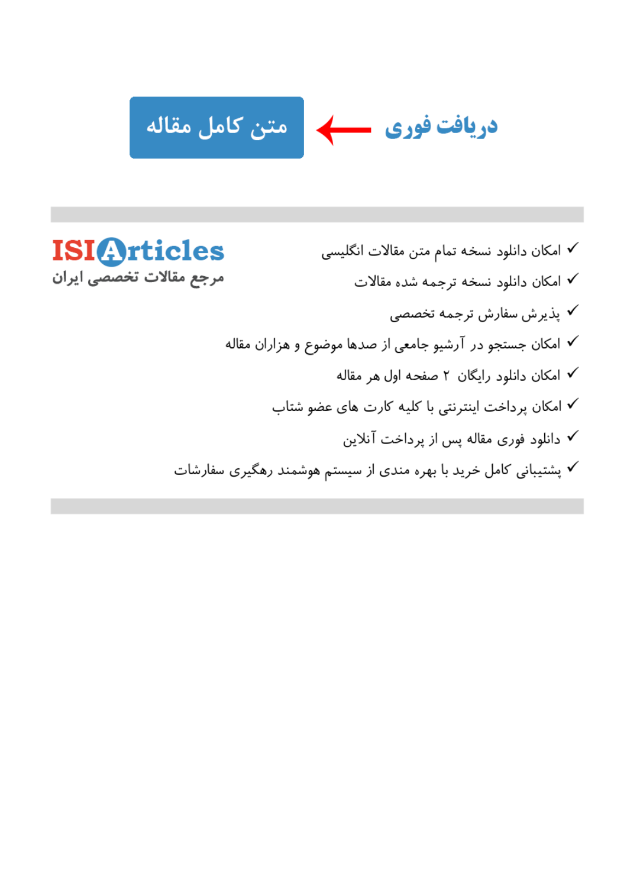**دریافت فوری** ← **متن کامل مقاله**

**ISIArticles**
مرجع مقالات تخصصی ایران

- ✓ امکان دانلود نسخه تمام متن مقالات انگلیسی
- ✓ امکان دانلود نسخه ترجمه شده مقالات
- ✓ پذیرش سفارش ترجمه تخصصی
- ✓ امکان جستجو در آرشیو جامعی از صدها موضوع و هزاران مقاله
- ✓ امکان دانلود رایگان ۲ صفحه اول هر مقاله
- ✓ امکان پرداخت اینترنتی با کلیه کارت های عضو شتاب
- ✓ دانلود فوری مقاله پس از پرداخت آنلاین
- ✓ پشتیبانی کامل خرید با بهره مندی از سیستم هوشمند رهگیری سفارشات